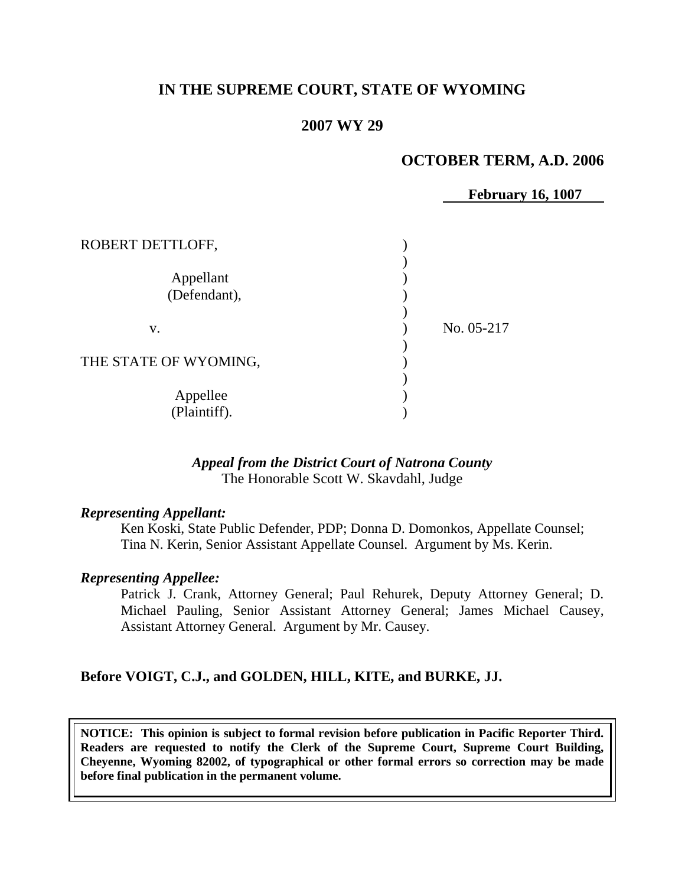# IN THE SUPREME COURT, STATE OF WYOMING

## 2007 WY 29

### OCTOBER TERM, A.D. 2006

**February 16, 1007**

| | | |
|---|---|---|
| ROBERT DETTLOFF, | ) | |
| | ) | |
| Appellant | ) | |
| (Defendant), | ) | |
| | ) | |
| v. | ) | No. 05-217 |
| | ) | |
| THE STATE OF WYOMING, | ) | |
| | ) | |
| Appellee | ) | |
| (Plaintiff). | ) | |

***Appeal from the District Court of Natrona County***
The Honorable Scott W. Skavdahl, Judge

***Representing Appellant:***

Ken Koski, State Public Defender, PDP; Donna D. Domonkos, Appellate Counsel; Tina N. Kerin, Senior Assistant Appellate Counsel. Argument by Ms. Kerin.

***Representing Appellee:***

Patrick J. Crank, Attorney General; Paul Rehurek, Deputy Attorney General; D. Michael Pauling, Senior Assistant Attorney General; James Michael Causey, Assistant Attorney General. Argument by Mr. Causey.

**Before VOIGT, C.J., and GOLDEN, HILL, KITE, and BURKE, JJ.**

**NOTICE: This opinion is subject to formal revision before publication in Pacific Reporter Third. Readers are requested to notify the Clerk of the Supreme Court, Supreme Court Building, Cheyenne, Wyoming 82002, of typographical or other formal errors so correction may be made before final publication in the permanent volume.**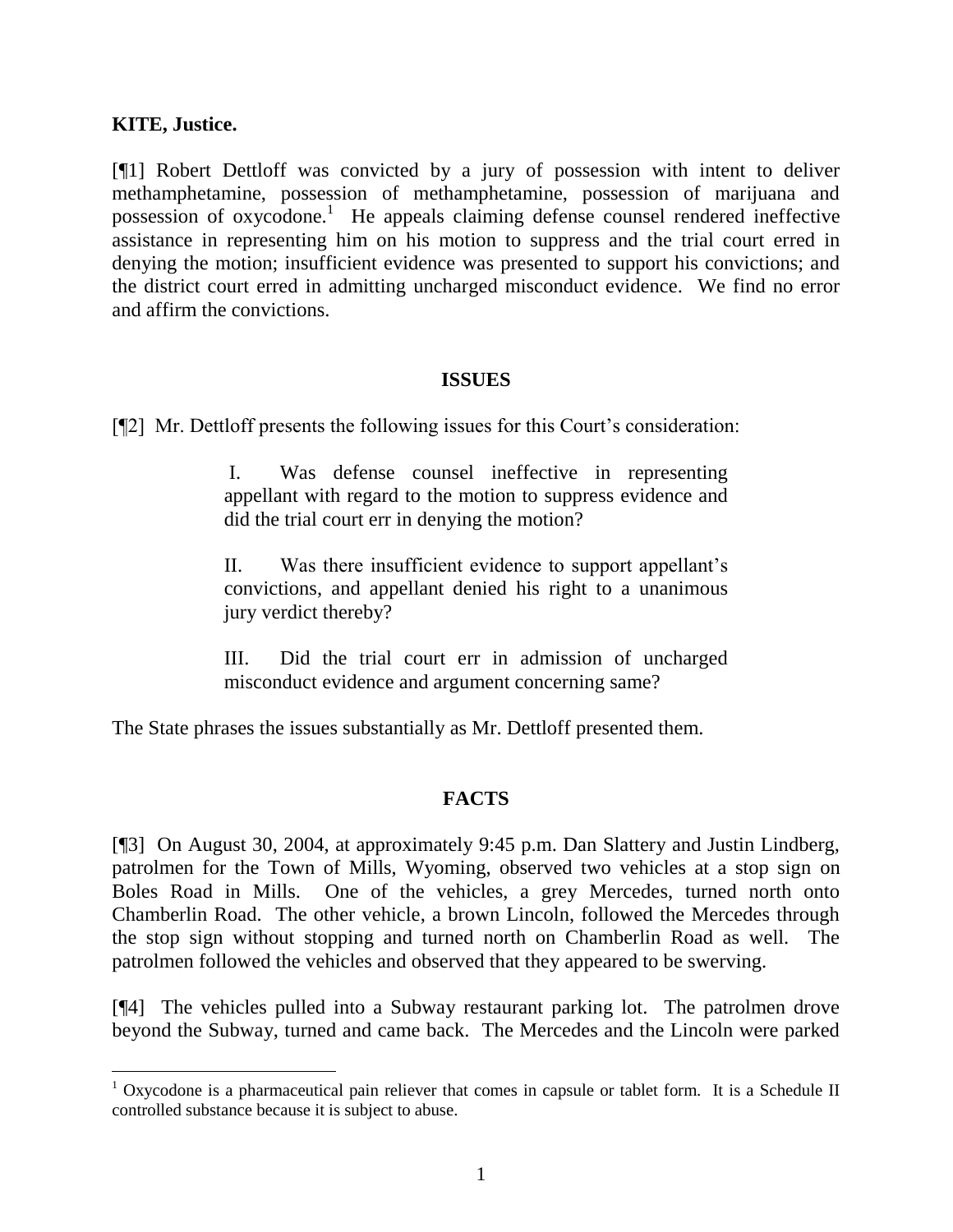**KITE, Justice.**

[¶1] Robert Dettloff was convicted by a jury of possession with intent to deliver methamphetamine, possession of methamphetamine, possession of marijuana and possession of oxycodone.[1] He appeals claiming defense counsel rendered ineffective assistance in representing him on his motion to suppress and the trial court erred in denying the motion; insufficient evidence was presented to support his convictions; and the district court erred in admitting uncharged misconduct evidence. We find no error and affirm the convictions.

## ISSUES

[¶2] Mr. Dettloff presents the following issues for this Court's consideration:

> I. Was defense counsel ineffective in representing appellant with regard to the motion to suppress evidence and did the trial court err in denying the motion?
>
> II. Was there insufficient evidence to support appellant's convictions, and appellant denied his right to a unanimous jury verdict thereby?
>
> III. Did the trial court err in admission of uncharged misconduct evidence and argument concerning same?

The State phrases the issues substantially as Mr. Dettloff presented them.

## FACTS

[¶3] On August 30, 2004, at approximately 9:45 p.m. Dan Slattery and Justin Lindberg, patrolmen for the Town of Mills, Wyoming, observed two vehicles at a stop sign on Boles Road in Mills. One of the vehicles, a grey Mercedes, turned north onto Chamberlin Road. The other vehicle, a brown Lincoln, followed the Mercedes through the stop sign without stopping and turned north on Chamberlin Road as well. The patrolmen followed the vehicles and observed that they appeared to be swerving.

[¶4] The vehicles pulled into a Subway restaurant parking lot. The patrolmen drove beyond the Subway, turned and came back. The Mercedes and the Lincoln were parked

[1] Oxycodone is a pharmaceutical pain reliever that comes in capsule or tablet form. It is a Schedule II controlled substance because it is subject to abuse.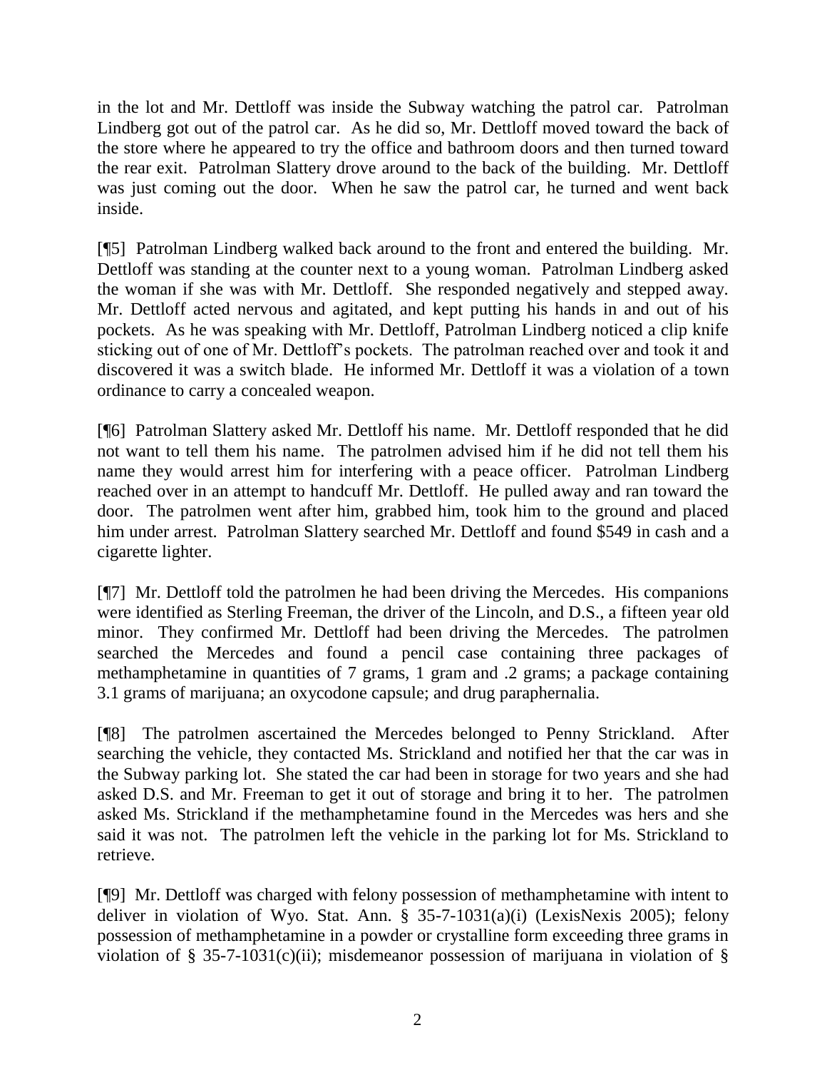in the lot and Mr. Dettloff was inside the Subway watching the patrol car. Patrolman Lindberg got out of the patrol car. As he did so, Mr. Dettloff moved toward the back of the store where he appeared to try the office and bathroom doors and then turned toward the rear exit. Patrolman Slattery drove around to the back of the building. Mr. Dettloff was just coming out the door. When he saw the patrol car, he turned and went back inside.

[¶5] Patrolman Lindberg walked back around to the front and entered the building. Mr. Dettloff was standing at the counter next to a young woman. Patrolman Lindberg asked the woman if she was with Mr. Dettloff. She responded negatively and stepped away. Mr. Dettloff acted nervous and agitated, and kept putting his hands in and out of his pockets. As he was speaking with Mr. Dettloff, Patrolman Lindberg noticed a clip knife sticking out of one of Mr. Dettloff's pockets. The patrolman reached over and took it and discovered it was a switch blade. He informed Mr. Dettloff it was a violation of a town ordinance to carry a concealed weapon.

[¶6] Patrolman Slattery asked Mr. Dettloff his name. Mr. Dettloff responded that he did not want to tell them his name. The patrolmen advised him if he did not tell them his name they would arrest him for interfering with a peace officer. Patrolman Lindberg reached over in an attempt to handcuff Mr. Dettloff. He pulled away and ran toward the door. The patrolmen went after him, grabbed him, took him to the ground and placed him under arrest. Patrolman Slattery searched Mr. Dettloff and found $549 in cash and a cigarette lighter.

[¶7] Mr. Dettloff told the patrolmen he had been driving the Mercedes. His companions were identified as Sterling Freeman, the driver of the Lincoln, and D.S., a fifteen year old minor. They confirmed Mr. Dettloff had been driving the Mercedes. The patrolmen searched the Mercedes and found a pencil case containing three packages of methamphetamine in quantities of 7 grams, 1 gram and .2 grams; a package containing 3.1 grams of marijuana; an oxycodone capsule; and drug paraphernalia.

[¶8] The patrolmen ascertained the Mercedes belonged to Penny Strickland. After searching the vehicle, they contacted Ms. Strickland and notified her that the car was in the Subway parking lot. She stated the car had been in storage for two years and she had asked D.S. and Mr. Freeman to get it out of storage and bring it to her. The patrolmen asked Ms. Strickland if the methamphetamine found in the Mercedes was hers and she said it was not. The patrolmen left the vehicle in the parking lot for Ms. Strickland to retrieve.

[¶9] Mr. Dettloff was charged with felony possession of methamphetamine with intent to deliver in violation of Wyo. Stat. Ann. § 35-7-1031(a)(i) (LexisNexis 2005); felony possession of methamphetamine in a powder or crystalline form exceeding three grams in violation of § 35-7-1031(c)(ii); misdemeanor possession of marijuana in violation of §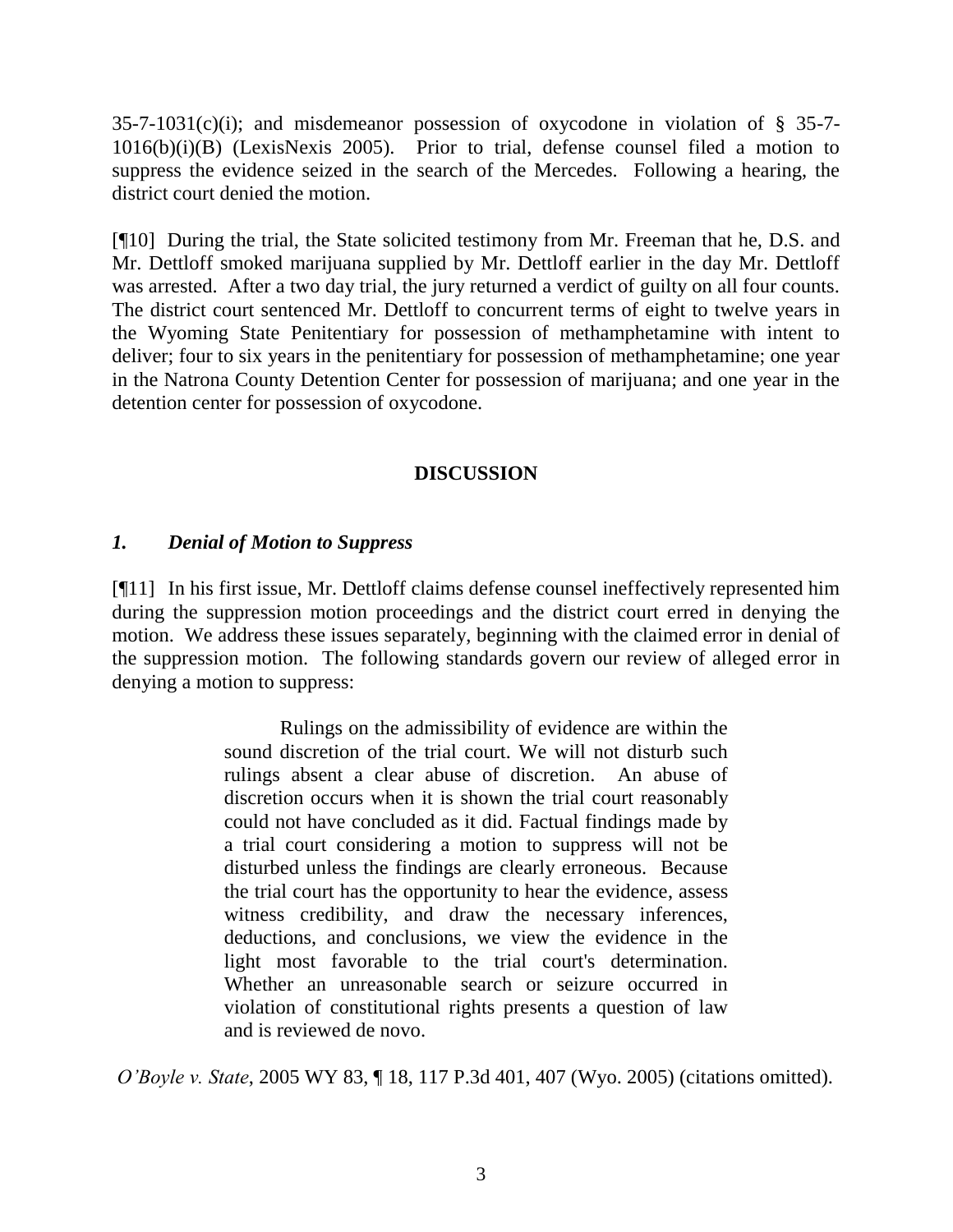35-7-1031(c)(i); and misdemeanor possession of oxycodone in violation of § 35-7-1016(b)(i)(B) (LexisNexis 2005). Prior to trial, defense counsel filed a motion to suppress the evidence seized in the search of the Mercedes. Following a hearing, the district court denied the motion.

[¶10] During the trial, the State solicited testimony from Mr. Freeman that he, D.S. and Mr. Dettloff smoked marijuana supplied by Mr. Dettloff earlier in the day Mr. Dettloff was arrested. After a two day trial, the jury returned a verdict of guilty on all four counts. The district court sentenced Mr. Dettloff to concurrent terms of eight to twelve years in the Wyoming State Penitentiary for possession of methamphetamine with intent to deliver; four to six years in the penitentiary for possession of methamphetamine; one year in the Natrona County Detention Center for possession of marijuana; and one year in the detention center for possession of oxycodone.

## DISCUSSION

### *1. Denial of Motion to Suppress*

[¶11] In his first issue, Mr. Dettloff claims defense counsel ineffectively represented him during the suppression motion proceedings and the district court erred in denying the motion. We address these issues separately, beginning with the claimed error in denial of the suppression motion. The following standards govern our review of alleged error in denying a motion to suppress:

> Rulings on the admissibility of evidence are within the sound discretion of the trial court. We will not disturb such rulings absent a clear abuse of discretion. An abuse of discretion occurs when it is shown the trial court reasonably could not have concluded as it did. Factual findings made by a trial court considering a motion to suppress will not be disturbed unless the findings are clearly erroneous. Because the trial court has the opportunity to hear the evidence, assess witness credibility, and draw the necessary inferences, deductions, and conclusions, we view the evidence in the light most favorable to the trial court's determination. Whether an unreasonable search or seizure occurred in violation of constitutional rights presents a question of law and is reviewed de novo.

*O'Boyle v. State*, 2005 WY 83, ¶ 18, 117 P.3d 401, 407 (Wyo. 2005) (citations omitted).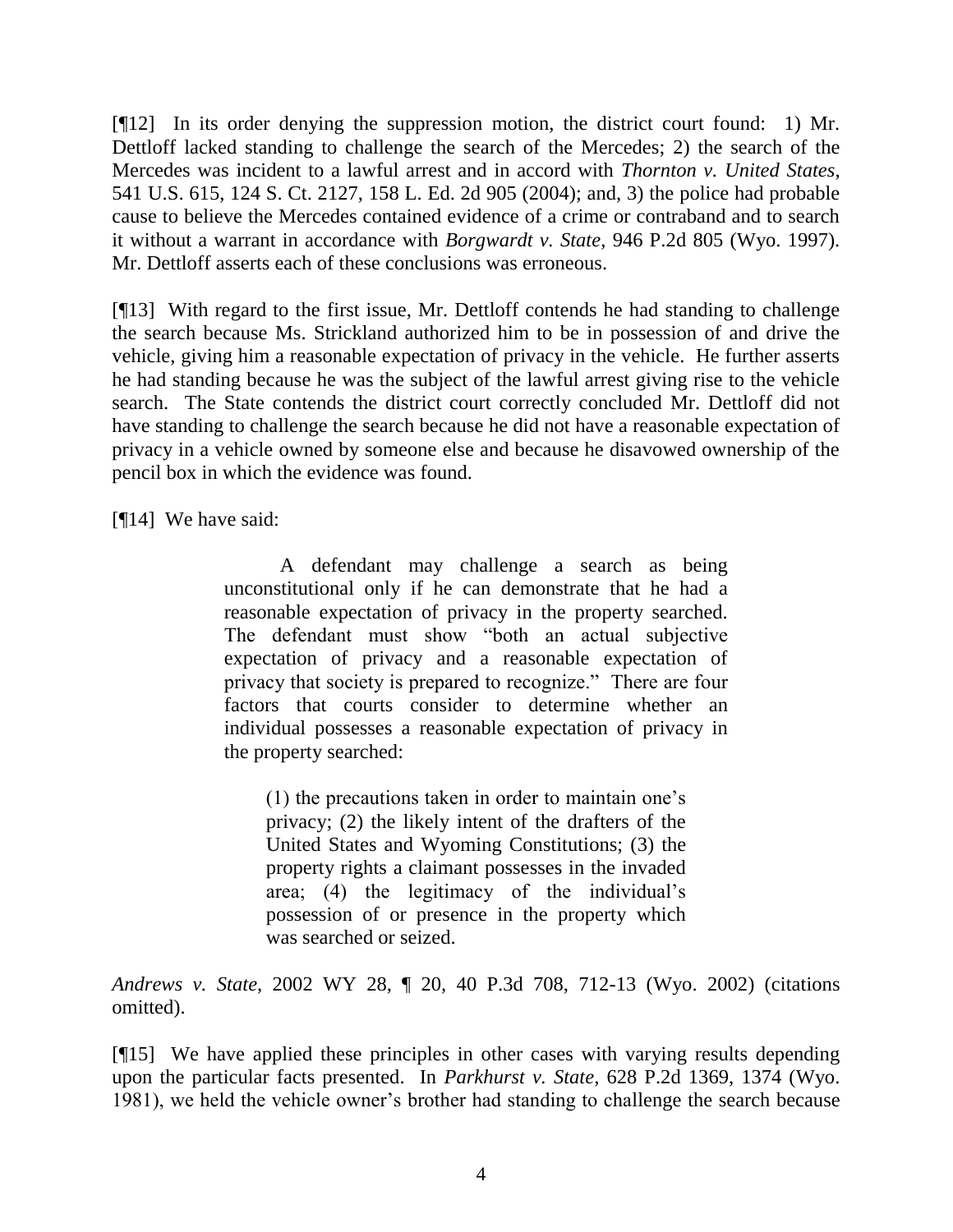[¶12] In its order denying the suppression motion, the district court found: 1) Mr. Dettloff lacked standing to challenge the search of the Mercedes; 2) the search of the Mercedes was incident to a lawful arrest and in accord with *Thornton v. United States*, 541 U.S. 615, 124 S. Ct. 2127, 158 L. Ed. 2d 905 (2004); and, 3) the police had probable cause to believe the Mercedes contained evidence of a crime or contraband and to search it without a warrant in accordance with *Borgwardt v. State*, 946 P.2d 805 (Wyo. 1997). Mr. Dettloff asserts each of these conclusions was erroneous.

[¶13] With regard to the first issue, Mr. Dettloff contends he had standing to challenge the search because Ms. Strickland authorized him to be in possession of and drive the vehicle, giving him a reasonable expectation of privacy in the vehicle. He further asserts he had standing because he was the subject of the lawful arrest giving rise to the vehicle search. The State contends the district court correctly concluded Mr. Dettloff did not have standing to challenge the search because he did not have a reasonable expectation of privacy in a vehicle owned by someone else and because he disavowed ownership of the pencil box in which the evidence was found.

[¶14] We have said:

> A defendant may challenge a search as being unconstitutional only if he can demonstrate that he had a reasonable expectation of privacy in the property searched. The defendant must show "both an actual subjective expectation of privacy and a reasonable expectation of privacy that society is prepared to recognize." There are four factors that courts consider to determine whether an individual possesses a reasonable expectation of privacy in the property searched:
>
> > (1) the precautions taken in order to maintain one's privacy; (2) the likely intent of the drafters of the United States and Wyoming Constitutions; (3) the property rights a claimant possesses in the invaded area; (4) the legitimacy of the individual's possession of or presence in the property which was searched or seized.

*Andrews v. State*, 2002 WY 28, ¶ 20, 40 P.3d 708, 712-13 (Wyo. 2002) (citations omitted).

[¶15] We have applied these principles in other cases with varying results depending upon the particular facts presented. In *Parkhurst v. State*, 628 P.2d 1369, 1374 (Wyo. 1981), we held the vehicle owner's brother had standing to challenge the search because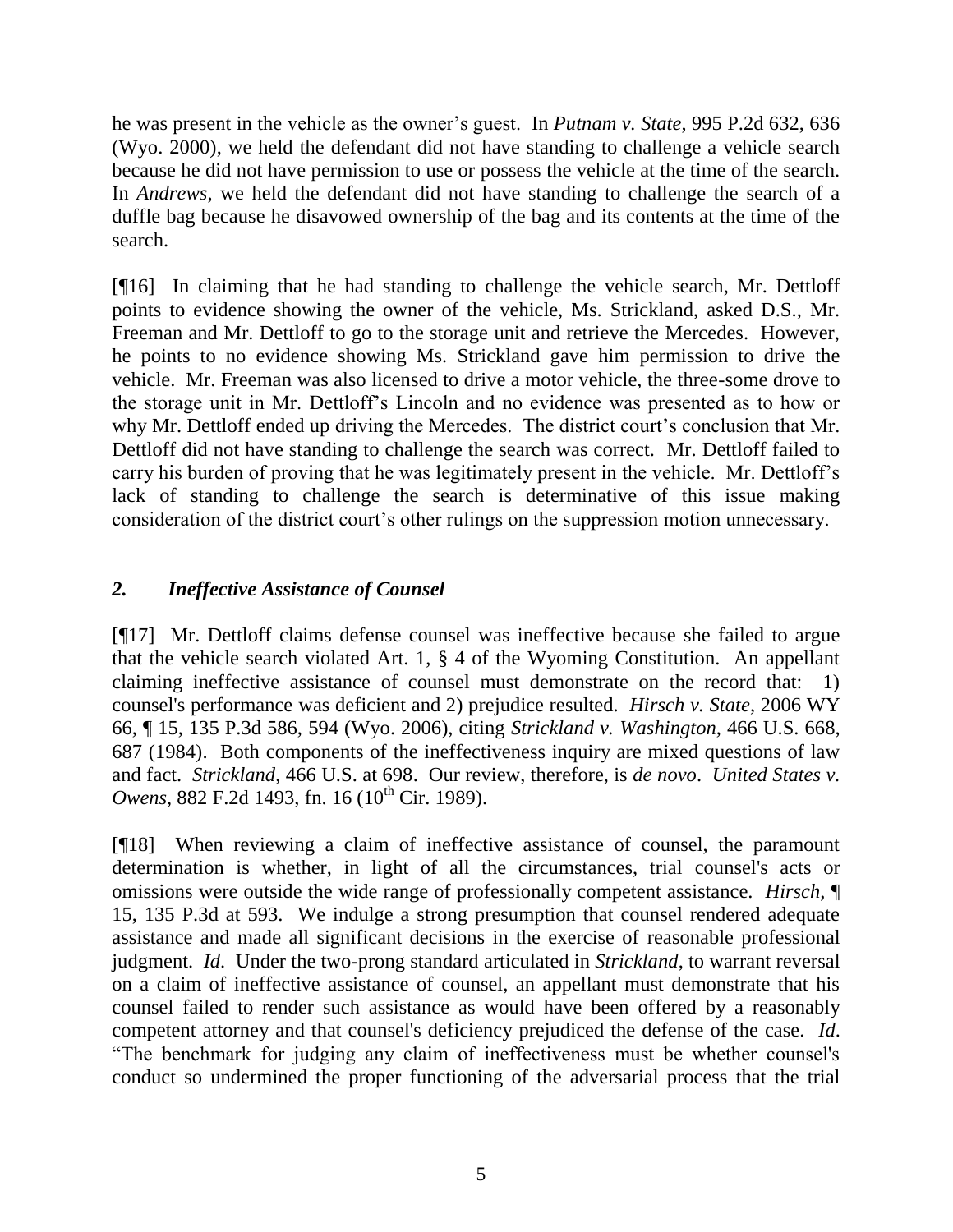he was present in the vehicle as the owner's guest. In *Putnam v. State*, 995 P.2d 632, 636 (Wyo. 2000), we held the defendant did not have standing to challenge a vehicle search because he did not have permission to use or possess the vehicle at the time of the search. In *Andrews*, we held the defendant did not have standing to challenge the search of a duffle bag because he disavowed ownership of the bag and its contents at the time of the search.

[¶16] In claiming that he had standing to challenge the vehicle search, Mr. Dettloff points to evidence showing the owner of the vehicle, Ms. Strickland, asked D.S., Mr. Freeman and Mr. Dettloff to go to the storage unit and retrieve the Mercedes. However, he points to no evidence showing Ms. Strickland gave him permission to drive the vehicle. Mr. Freeman was also licensed to drive a motor vehicle, the three-some drove to the storage unit in Mr. Dettloff's Lincoln and no evidence was presented as to how or why Mr. Dettloff ended up driving the Mercedes. The district court's conclusion that Mr. Dettloff did not have standing to challenge the search was correct. Mr. Dettloff failed to carry his burden of proving that he was legitimately present in the vehicle. Mr. Dettloff's lack of standing to challenge the search is determinative of this issue making consideration of the district court's other rulings on the suppression motion unnecessary.

## *2. Ineffective Assistance of Counsel*

[¶17] Mr. Dettloff claims defense counsel was ineffective because she failed to argue that the vehicle search violated Art. 1, § 4 of the Wyoming Constitution. An appellant claiming ineffective assistance of counsel must demonstrate on the record that: 1) counsel's performance was deficient and 2) prejudice resulted. *Hirsch v. State*, 2006 WY 66, ¶ 15, 135 P.3d 586, 594 (Wyo. 2006), citing *Strickland v. Washington*, 466 U.S. 668, 687 (1984). Both components of the ineffectiveness inquiry are mixed questions of law and fact. *Strickland*, 466 U.S. at 698. Our review, therefore, is *de novo*. *United States v. Owens*, 882 F.2d 1493, fn. 16 (10th Cir. 1989).

[¶18] When reviewing a claim of ineffective assistance of counsel, the paramount determination is whether, in light of all the circumstances, trial counsel's acts or omissions were outside the wide range of professionally competent assistance. *Hirsch*, ¶ 15, 135 P.3d at 593. We indulge a strong presumption that counsel rendered adequate assistance and made all significant decisions in the exercise of reasonable professional judgment. *Id*. Under the two-prong standard articulated in *Strickland*, to warrant reversal on a claim of ineffective assistance of counsel, an appellant must demonstrate that his counsel failed to render such assistance as would have been offered by a reasonably competent attorney and that counsel's deficiency prejudiced the defense of the case. *Id*. "The benchmark for judging any claim of ineffectiveness must be whether counsel's conduct so undermined the proper functioning of the adversarial process that the trial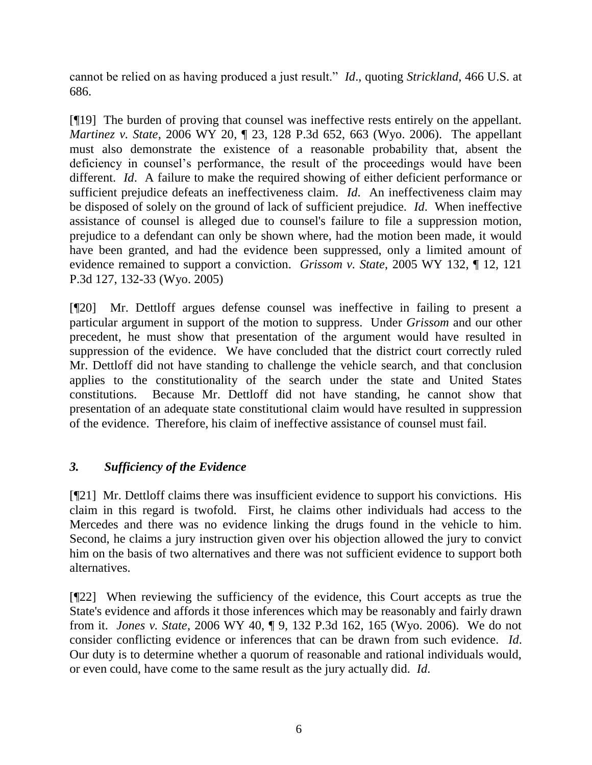cannot be relied on as having produced a just result." *Id*., quoting *Strickland*, 466 U.S. at 686.

[¶19] The burden of proving that counsel was ineffective rests entirely on the appellant. *Martinez v. State*, 2006 WY 20, ¶ 23, 128 P.3d 652, 663 (Wyo. 2006). The appellant must also demonstrate the existence of a reasonable probability that, absent the deficiency in counsel's performance, the result of the proceedings would have been different. *Id*. A failure to make the required showing of either deficient performance or sufficient prejudice defeats an ineffectiveness claim. *Id*. An ineffectiveness claim may be disposed of solely on the ground of lack of sufficient prejudice. *Id*. When ineffective assistance of counsel is alleged due to counsel's failure to file a suppression motion, prejudice to a defendant can only be shown where, had the motion been made, it would have been granted, and had the evidence been suppressed, only a limited amount of evidence remained to support a conviction. *Grissom v. State*, 2005 WY 132, ¶ 12, 121 P.3d 127, 132-33 (Wyo. 2005)

[¶20] Mr. Dettloff argues defense counsel was ineffective in failing to present a particular argument in support of the motion to suppress. Under *Grissom* and our other precedent, he must show that presentation of the argument would have resulted in suppression of the evidence. We have concluded that the district court correctly ruled Mr. Dettloff did not have standing to challenge the vehicle search, and that conclusion applies to the constitutionality of the search under the state and United States constitutions. Because Mr. Dettloff did not have standing, he cannot show that presentation of an adequate state constitutional claim would have resulted in suppression of the evidence. Therefore, his claim of ineffective assistance of counsel must fail.

### *3. Sufficiency of the Evidence*

[¶21] Mr. Dettloff claims there was insufficient evidence to support his convictions. His claim in this regard is twofold. First, he claims other individuals had access to the Mercedes and there was no evidence linking the drugs found in the vehicle to him. Second, he claims a jury instruction given over his objection allowed the jury to convict him on the basis of two alternatives and there was not sufficient evidence to support both alternatives.

[¶22] When reviewing the sufficiency of the evidence, this Court accepts as true the State's evidence and affords it those inferences which may be reasonably and fairly drawn from it. *Jones v. State*, 2006 WY 40, ¶ 9, 132 P.3d 162, 165 (Wyo. 2006). We do not consider conflicting evidence or inferences that can be drawn from such evidence. *Id*. Our duty is to determine whether a quorum of reasonable and rational individuals would, or even could, have come to the same result as the jury actually did. *Id*.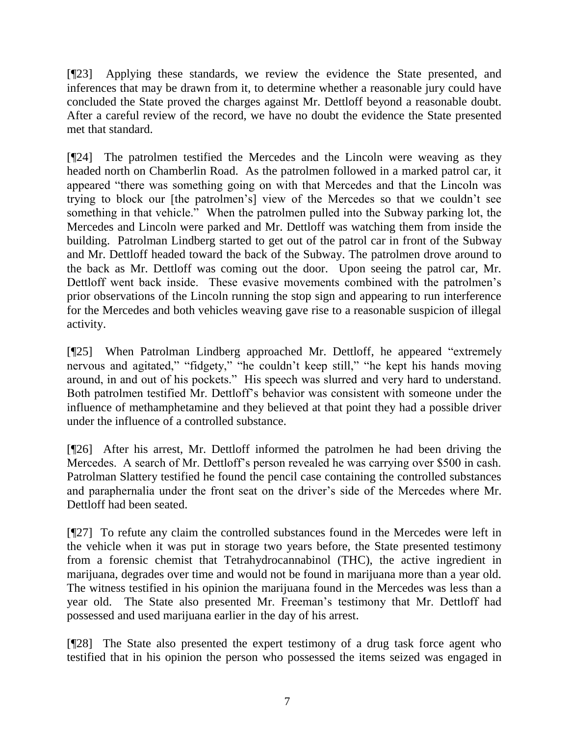[¶23] Applying these standards, we review the evidence the State presented, and inferences that may be drawn from it, to determine whether a reasonable jury could have concluded the State proved the charges against Mr. Dettloff beyond a reasonable doubt. After a careful review of the record, we have no doubt the evidence the State presented met that standard.

[¶24] The patrolmen testified the Mercedes and the Lincoln were weaving as they headed north on Chamberlin Road. As the patrolmen followed in a marked patrol car, it appeared "there was something going on with that Mercedes and that the Lincoln was trying to block our [the patrolmen's] view of the Mercedes so that we couldn't see something in that vehicle." When the patrolmen pulled into the Subway parking lot, the Mercedes and Lincoln were parked and Mr. Dettloff was watching them from inside the building. Patrolman Lindberg started to get out of the patrol car in front of the Subway and Mr. Dettloff headed toward the back of the Subway. The patrolmen drove around to the back as Mr. Dettloff was coming out the door. Upon seeing the patrol car, Mr. Dettloff went back inside. These evasive movements combined with the patrolmen's prior observations of the Lincoln running the stop sign and appearing to run interference for the Mercedes and both vehicles weaving gave rise to a reasonable suspicion of illegal activity.

[¶25] When Patrolman Lindberg approached Mr. Dettloff, he appeared "extremely nervous and agitated," "fidgety," "he couldn't keep still," "he kept his hands moving around, in and out of his pockets." His speech was slurred and very hard to understand. Both patrolmen testified Mr. Dettloff's behavior was consistent with someone under the influence of methamphetamine and they believed at that point they had a possible driver under the influence of a controlled substance.

[¶26] After his arrest, Mr. Dettloff informed the patrolmen he had been driving the Mercedes. A search of Mr. Dettloff's person revealed he was carrying over $500 in cash. Patrolman Slattery testified he found the pencil case containing the controlled substances and paraphernalia under the front seat on the driver's side of the Mercedes where Mr. Dettloff had been seated.

[¶27] To refute any claim the controlled substances found in the Mercedes were left in the vehicle when it was put in storage two years before, the State presented testimony from a forensic chemist that Tetrahydrocannabinol (THC), the active ingredient in marijuana, degrades over time and would not be found in marijuana more than a year old. The witness testified in his opinion the marijuana found in the Mercedes was less than a year old. The State also presented Mr. Freeman's testimony that Mr. Dettloff had possessed and used marijuana earlier in the day of his arrest.

[¶28] The State also presented the expert testimony of a drug task force agent who testified that in his opinion the person who possessed the items seized was engaged in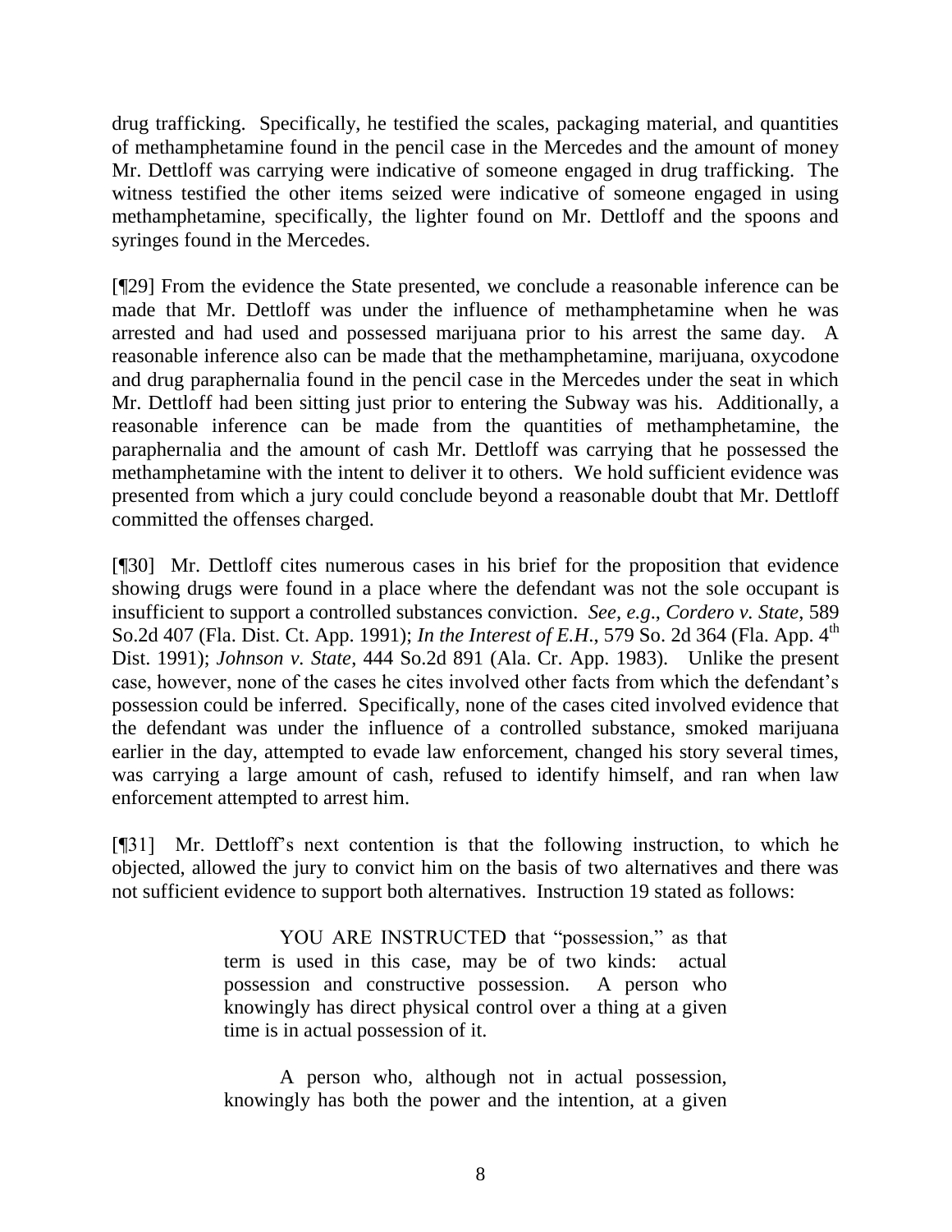drug trafficking. Specifically, he testified the scales, packaging material, and quantities of methamphetamine found in the pencil case in the Mercedes and the amount of money Mr. Dettloff was carrying were indicative of someone engaged in drug trafficking. The witness testified the other items seized were indicative of someone engaged in using methamphetamine, specifically, the lighter found on Mr. Dettloff and the spoons and syringes found in the Mercedes.

[¶29] From the evidence the State presented, we conclude a reasonable inference can be made that Mr. Dettloff was under the influence of methamphetamine when he was arrested and had used and possessed marijuana prior to his arrest the same day. A reasonable inference also can be made that the methamphetamine, marijuana, oxycodone and drug paraphernalia found in the pencil case in the Mercedes under the seat in which Mr. Dettloff had been sitting just prior to entering the Subway was his. Additionally, a reasonable inference can be made from the quantities of methamphetamine, the paraphernalia and the amount of cash Mr. Dettloff was carrying that he possessed the methamphetamine with the intent to deliver it to others. We hold sufficient evidence was presented from which a jury could conclude beyond a reasonable doubt that Mr. Dettloff committed the offenses charged.

[¶30] Mr. Dettloff cites numerous cases in his brief for the proposition that evidence showing drugs were found in a place where the defendant was not the sole occupant is insufficient to support a controlled substances conviction. *See, e.g*., *Cordero v. State*, 589 So.2d 407 (Fla. Dist. Ct. App. 1991); *In the Interest of E.H.*, 579 So. 2d 364 (Fla. App. 4th Dist. 1991); *Johnson v. State*, 444 So.2d 891 (Ala. Cr. App. 1983). Unlike the present case, however, none of the cases he cites involved other facts from which the defendant's possession could be inferred. Specifically, none of the cases cited involved evidence that the defendant was under the influence of a controlled substance, smoked marijuana earlier in the day, attempted to evade law enforcement, changed his story several times, was carrying a large amount of cash, refused to identify himself, and ran when law enforcement attempted to arrest him.

[¶31] Mr. Dettloff's next contention is that the following instruction, to which he objected, allowed the jury to convict him on the basis of two alternatives and there was not sufficient evidence to support both alternatives. Instruction 19 stated as follows:

> YOU ARE INSTRUCTED that "possession," as that term is used in this case, may be of two kinds: actual possession and constructive possession. A person who knowingly has direct physical control over a thing at a given time is in actual possession of it.
>
> A person who, although not in actual possession, knowingly has both the power and the intention, at a given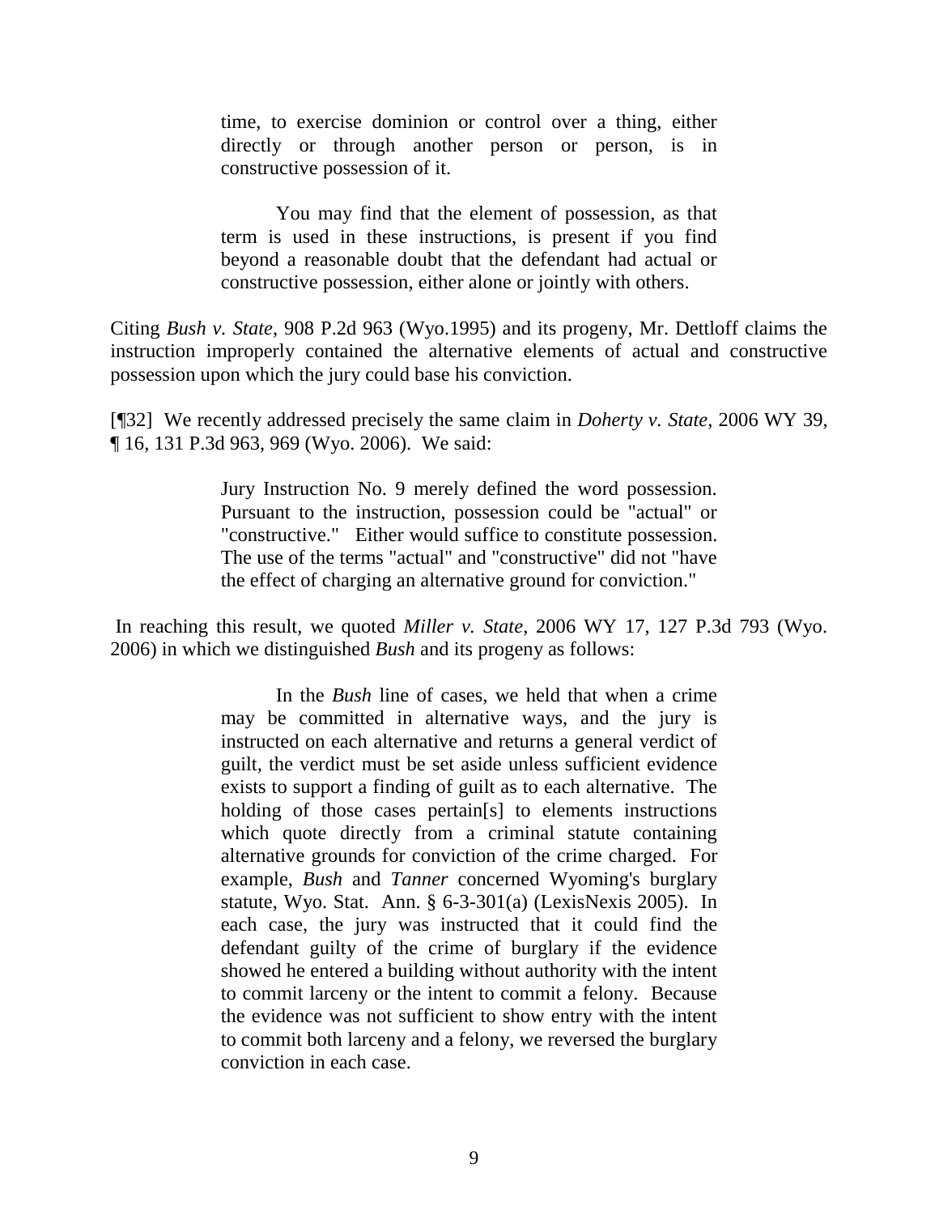> time, to exercise dominion or control over a thing, either directly or through another person or person, is in constructive possession of it.
>
> You may find that the element of possession, as that term is used in these instructions, is present if you find beyond a reasonable doubt that the defendant had actual or constructive possession, either alone or jointly with others.

Citing *Bush v. State*, 908 P.2d 963 (Wyo.1995) and its progeny, Mr. Dettloff claims the instruction improperly contained the alternative elements of actual and constructive possession upon which the jury could base his conviction.

[¶32] We recently addressed precisely the same claim in *Doherty v. State*, 2006 WY 39, ¶ 16, 131 P.3d 963, 969 (Wyo. 2006). We said:

> Jury Instruction No. 9 merely defined the word possession. Pursuant to the instruction, possession could be "actual" or "constructive." Either would suffice to constitute possession. The use of the terms "actual" and "constructive" did not "have the effect of charging an alternative ground for conviction."

In reaching this result, we quoted *Miller v. State*, 2006 WY 17, 127 P.3d 793 (Wyo. 2006) in which we distinguished *Bush* and its progeny as follows:

> In the *Bush* line of cases, we held that when a crime may be committed in alternative ways, and the jury is instructed on each alternative and returns a general verdict of guilt, the verdict must be set aside unless sufficient evidence exists to support a finding of guilt as to each alternative. The holding of those cases pertain[s] to elements instructions which quote directly from a criminal statute containing alternative grounds for conviction of the crime charged. For example, *Bush* and *Tanner* concerned Wyoming's burglary statute, Wyo. Stat. Ann. § 6-3-301(a) (LexisNexis 2005). In each case, the jury was instructed that it could find the defendant guilty of the crime of burglary if the evidence showed he entered a building without authority with the intent to commit larceny or the intent to commit a felony. Because the evidence was not sufficient to show entry with the intent to commit both larceny and a felony, we reversed the burglary conviction in each case.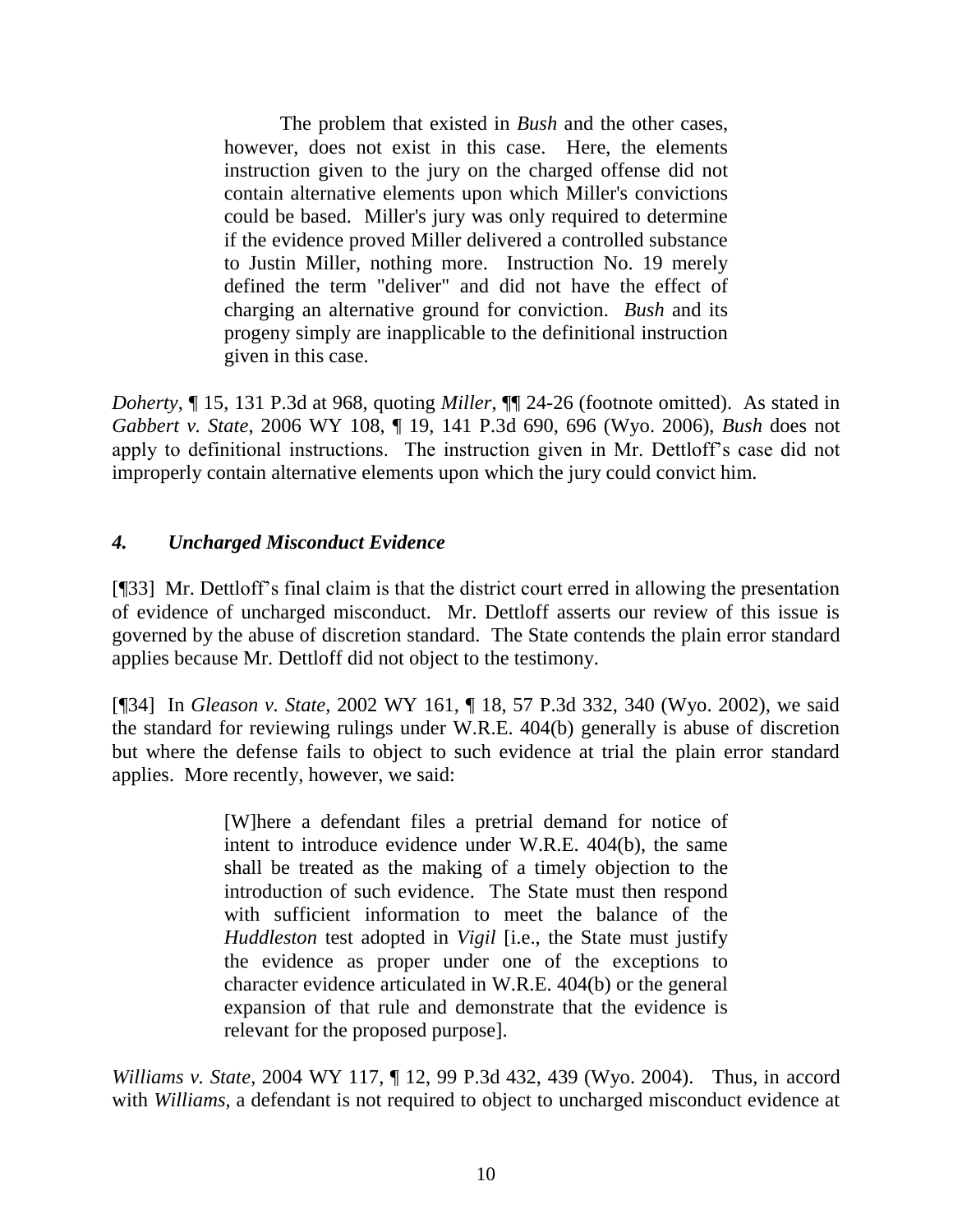> The problem that existed in *Bush* and the other cases, however, does not exist in this case. Here, the elements instruction given to the jury on the charged offense did not contain alternative elements upon which Miller's convictions could be based. Miller's jury was only required to determine if the evidence proved Miller delivered a controlled substance to Justin Miller, nothing more. Instruction No. 19 merely defined the term "deliver" and did not have the effect of charging an alternative ground for conviction. *Bush* and its progeny simply are inapplicable to the definitional instruction given in this case.

*Doherty*, ¶ 15, 131 P.3d at 968, quoting *Miller*, ¶¶ 24-26 (footnote omitted). As stated in *Gabbert v. State*, 2006 WY 108, ¶ 19, 141 P.3d 690, 696 (Wyo. 2006), *Bush* does not apply to definitional instructions. The instruction given in Mr. Dettloff's case did not improperly contain alternative elements upon which the jury could convict him.

### *4. Uncharged Misconduct Evidence*

[¶33] Mr. Dettloff's final claim is that the district court erred in allowing the presentation of evidence of uncharged misconduct. Mr. Dettloff asserts our review of this issue is governed by the abuse of discretion standard. The State contends the plain error standard applies because Mr. Dettloff did not object to the testimony.

[¶34] In *Gleason v. State*, 2002 WY 161, ¶ 18, 57 P.3d 332, 340 (Wyo. 2002), we said the standard for reviewing rulings under W.R.E. 404(b) generally is abuse of discretion but where the defense fails to object to such evidence at trial the plain error standard applies. More recently, however, we said:

> [W]here a defendant files a pretrial demand for notice of intent to introduce evidence under W.R.E. 404(b), the same shall be treated as the making of a timely objection to the introduction of such evidence. The State must then respond with sufficient information to meet the balance of the *Huddleston* test adopted in *Vigil* [i.e., the State must justify the evidence as proper under one of the exceptions to character evidence articulated in W.R.E. 404(b) or the general expansion of that rule and demonstrate that the evidence is relevant for the proposed purpose].

*Williams v. State*, 2004 WY 117, ¶ 12, 99 P.3d 432, 439 (Wyo. 2004). Thus, in accord with *Williams*, a defendant is not required to object to uncharged misconduct evidence at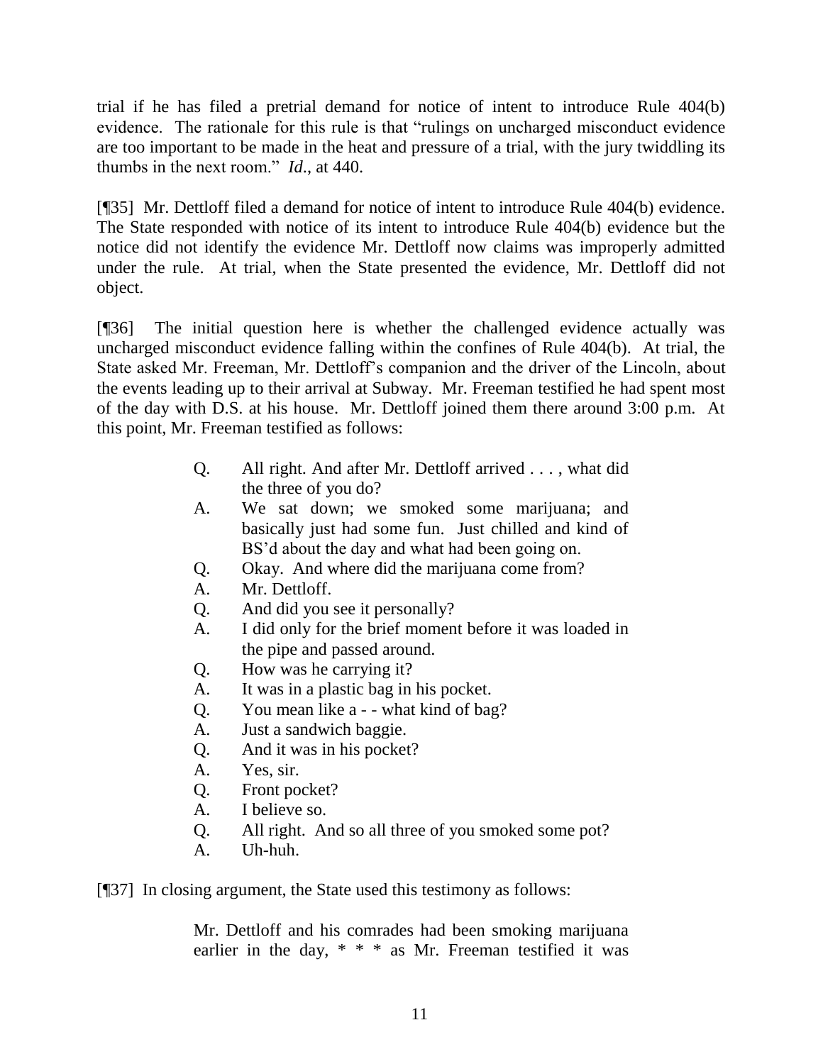trial if he has filed a pretrial demand for notice of intent to introduce Rule 404(b) evidence. The rationale for this rule is that "rulings on uncharged misconduct evidence are too important to be made in the heat and pressure of a trial, with the jury twiddling its thumbs in the next room." *Id*., at 440.

[¶35] Mr. Dettloff filed a demand for notice of intent to introduce Rule 404(b) evidence. The State responded with notice of its intent to introduce Rule 404(b) evidence but the notice did not identify the evidence Mr. Dettloff now claims was improperly admitted under the rule. At trial, when the State presented the evidence, Mr. Dettloff did not object.

[¶36] The initial question here is whether the challenged evidence actually was uncharged misconduct evidence falling within the confines of Rule 404(b). At trial, the State asked Mr. Freeman, Mr. Dettloff's companion and the driver of the Lincoln, about the events leading up to their arrival at Subway. Mr. Freeman testified he had spent most of the day with D.S. at his house. Mr. Dettloff joined them there around 3:00 p.m. At this point, Mr. Freeman testified as follows:

> Q. All right. And after Mr. Dettloff arrived . . . , what did the three of you do?
>
> A. We sat down; we smoked some marijuana; and basically just had some fun. Just chilled and kind of BS'd about the day and what had been going on.
>
> Q. Okay. And where did the marijuana come from?
>
> A. Mr. Dettloff.
>
> Q. And did you see it personally?
>
> A. I did only for the brief moment before it was loaded in the pipe and passed around.
>
> Q. How was he carrying it?
>
> A. It was in a plastic bag in his pocket.
>
> Q. You mean like a - - what kind of bag?
>
> A. Just a sandwich baggie.
>
> Q. And it was in his pocket?
>
> A. Yes, sir.
>
> Q. Front pocket?
>
> A. I believe so.
>
> Q. All right. And so all three of you smoked some pot?
>
> A. Uh-huh.

[¶37] In closing argument, the State used this testimony as follows:

> Mr. Dettloff and his comrades had been smoking marijuana earlier in the day, * * * as Mr. Freeman testified it was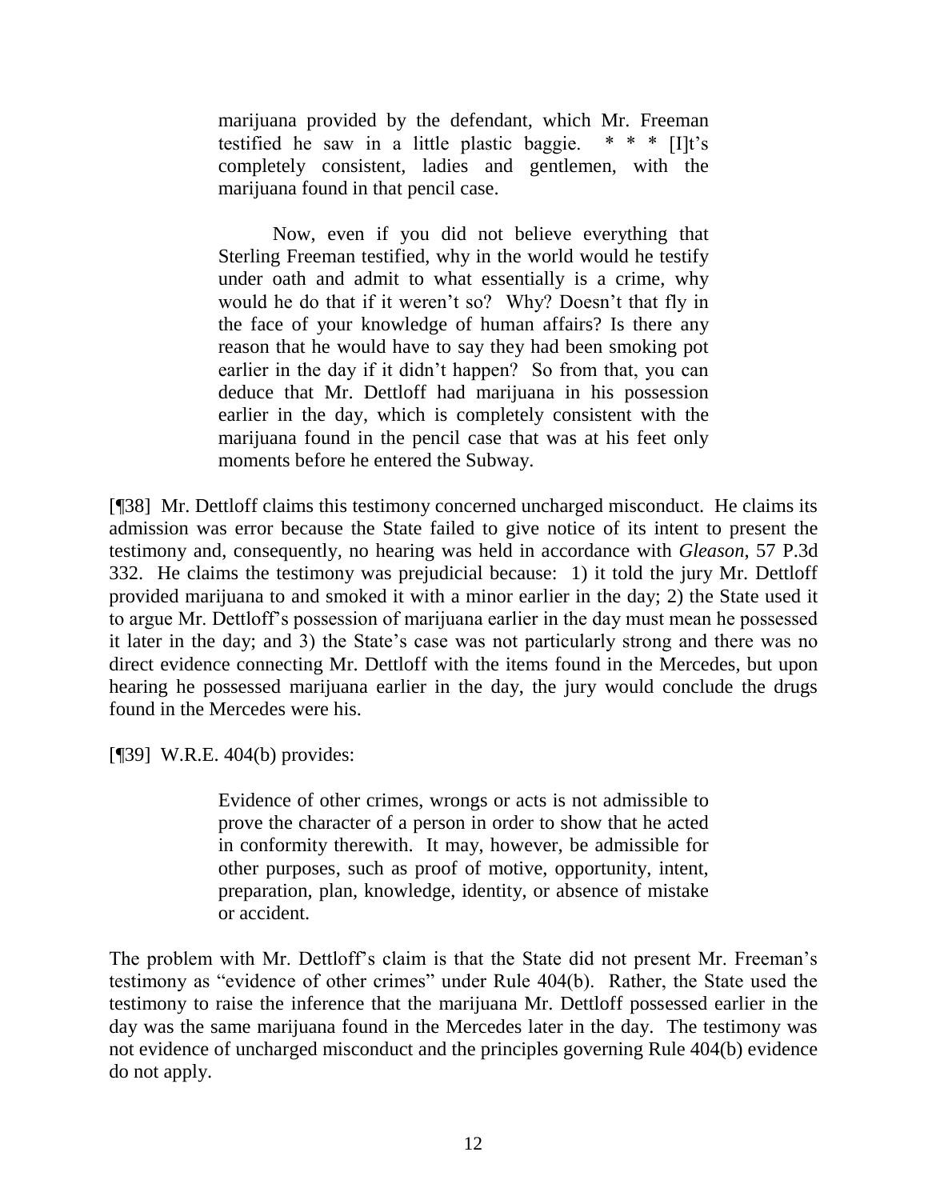> marijuana provided by the defendant, which Mr. Freeman testified he saw in a little plastic baggie. * * * [I]t's completely consistent, ladies and gentlemen, with the marijuana found in that pencil case.
>
> Now, even if you did not believe everything that Sterling Freeman testified, why in the world would he testify under oath and admit to what essentially is a crime, why would he do that if it weren't so? Why? Doesn't that fly in the face of your knowledge of human affairs? Is there any reason that he would have to say they had been smoking pot earlier in the day if it didn't happen? So from that, you can deduce that Mr. Dettloff had marijuana in his possession earlier in the day, which is completely consistent with the marijuana found in the pencil case that was at his feet only moments before he entered the Subway.

[¶38] Mr. Dettloff claims this testimony concerned uncharged misconduct. He claims its admission was error because the State failed to give notice of its intent to present the testimony and, consequently, no hearing was held in accordance with *Gleason*, 57 P.3d 332. He claims the testimony was prejudicial because: 1) it told the jury Mr. Dettloff provided marijuana to and smoked it with a minor earlier in the day; 2) the State used it to argue Mr. Dettloff's possession of marijuana earlier in the day must mean he possessed it later in the day; and 3) the State's case was not particularly strong and there was no direct evidence connecting Mr. Dettloff with the items found in the Mercedes, but upon hearing he possessed marijuana earlier in the day, the jury would conclude the drugs found in the Mercedes were his.

[¶39] W.R.E. 404(b) provides:

> Evidence of other crimes, wrongs or acts is not admissible to prove the character of a person in order to show that he acted in conformity therewith. It may, however, be admissible for other purposes, such as proof of motive, opportunity, intent, preparation, plan, knowledge, identity, or absence of mistake or accident.

The problem with Mr. Dettloff's claim is that the State did not present Mr. Freeman's testimony as "evidence of other crimes" under Rule 404(b). Rather, the State used the testimony to raise the inference that the marijuana Mr. Dettloff possessed earlier in the day was the same marijuana found in the Mercedes later in the day. The testimony was not evidence of uncharged misconduct and the principles governing Rule 404(b) evidence do not apply.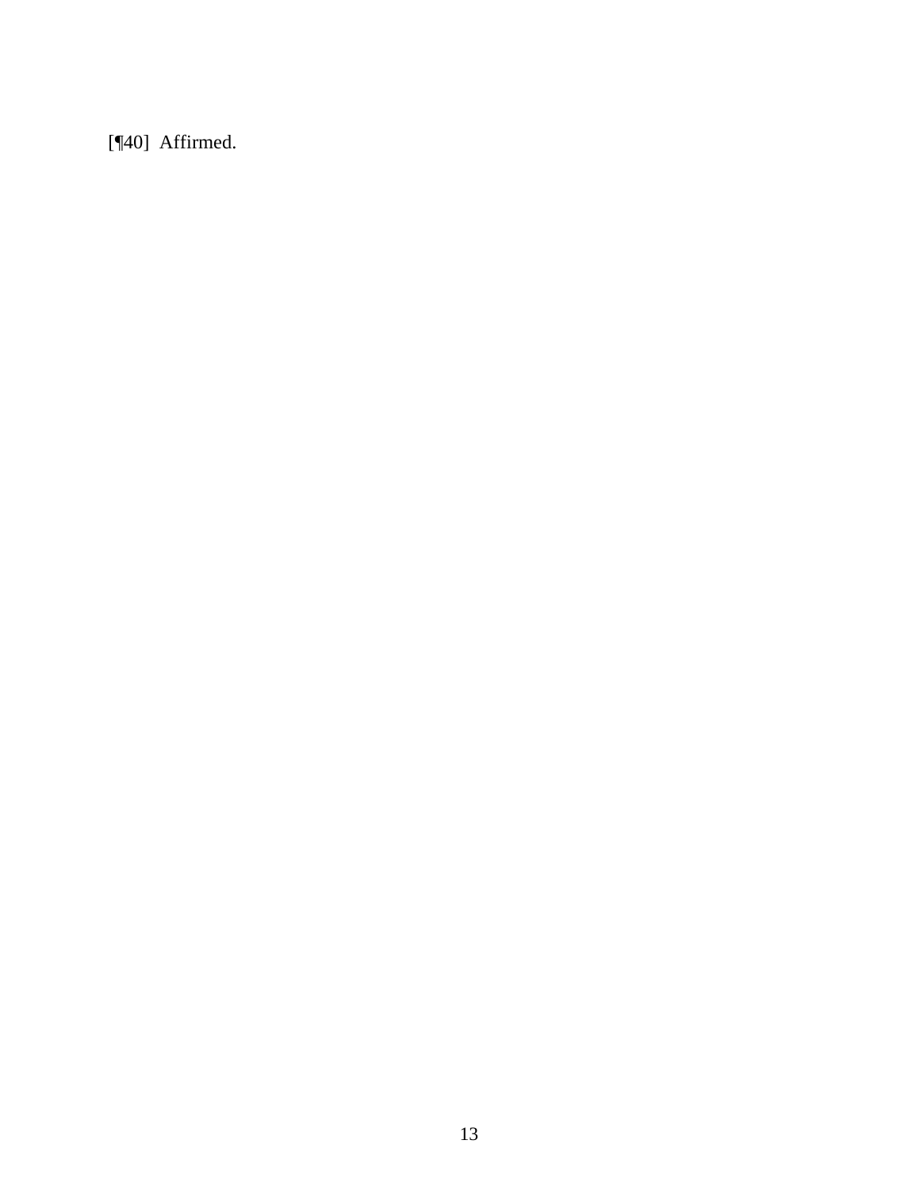[¶40] Affirmed.